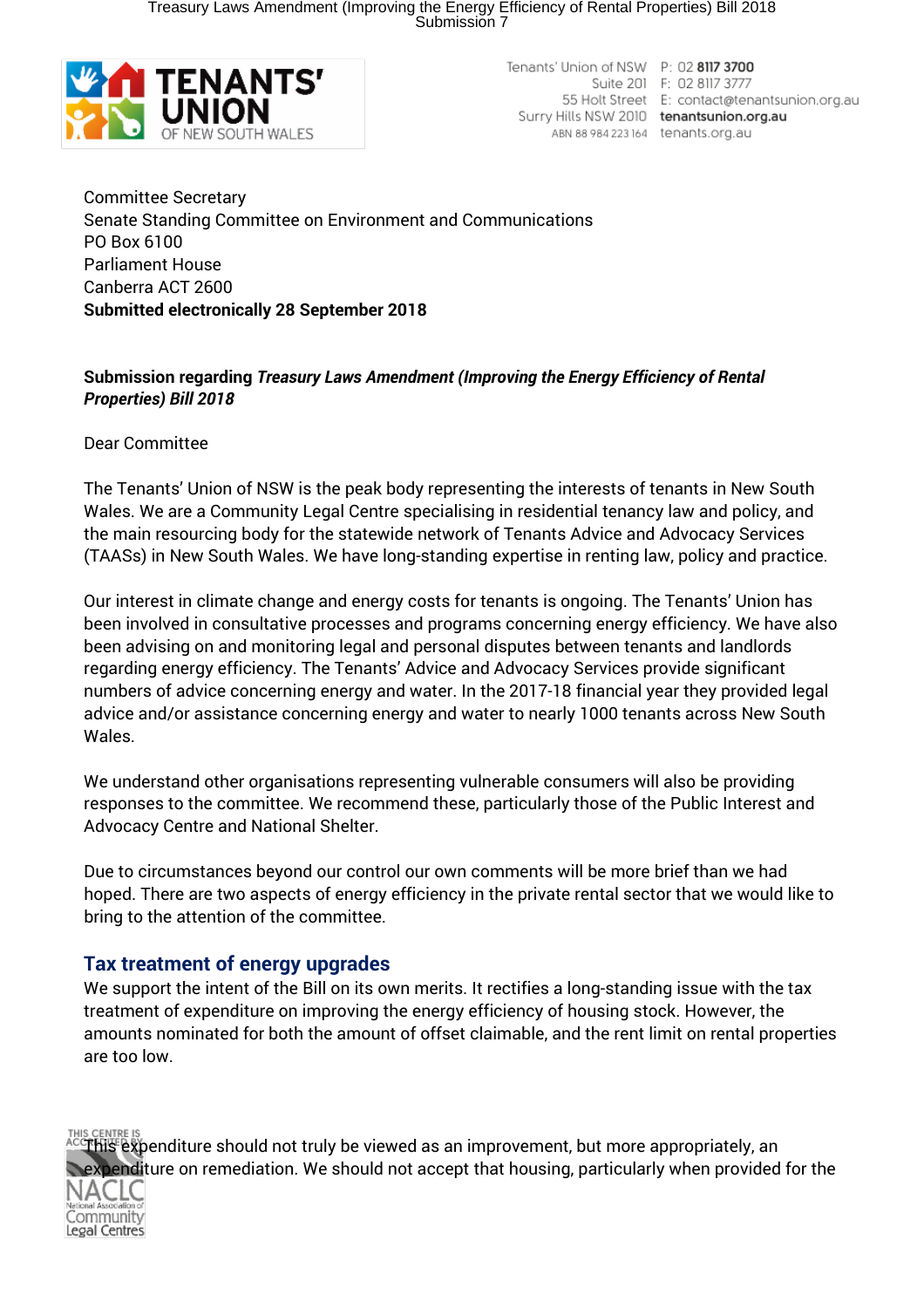Tenants' Union of NSW
Suite 201
55 Holt Street
Surry Hills NSW 2010
ABN 88 984 223 164

P: 02 8117 3700
F: 02 8117 3777
E: contact@tenantsunion.org.au
tenantsunion.org.au
tenants.org.au

Committee Secretary
Senate Standing Committee on Environment and Communications
PO Box 6100
Parliament House
Canberra ACT 2600
**Submitted electronically 28 September 2018**

**Submission regarding *Treasury Laws Amendment (Improving the Energy Efficiency of Rental Properties) Bill 2018***

Dear Committee

The Tenants' Union of NSW is the peak body representing the interests of tenants in New South Wales. We are a Community Legal Centre specialising in residential tenancy law and policy, and the main resourcing body for the statewide network of Tenants Advice and Advocacy Services (TAASs) in New South Wales. We have long-standing expertise in renting law, policy and practice.

Our interest in climate change and energy costs for tenants is ongoing. The Tenants' Union has been involved in consultative processes and programs concerning energy efficiency. We have also been advising on and monitoring legal and personal disputes between tenants and landlords regarding energy efficiency. The Tenants' Advice and Advocacy Services provide significant numbers of advice concerning energy and water. In the 2017-18 financial year they provided legal advice and/or assistance concerning energy and water to nearly 1000 tenants across New South Wales.

We understand other organisations representing vulnerable consumers will also be providing responses to the committee. We recommend these, particularly those of the Public Interest and Advocacy Centre and National Shelter.

Due to circumstances beyond our control our own comments will be more brief than we had hoped. There are two aspects of energy efficiency in the private rental sector that we would like to bring to the attention of the committee.

## Tax treatment of energy upgrades

We support the intent of the Bill on its own merits. It rectifies a long-standing issue with the tax treatment of expenditure on improving the energy efficiency of housing stock. However, the amounts nominated for both the amount of offset claimable, and the rent limit on rental properties are too low.

This expenditure should not truly be viewed as an improvement, but more appropriately, an expenditure on remediation. We should not accept that housing, particularly when provided for the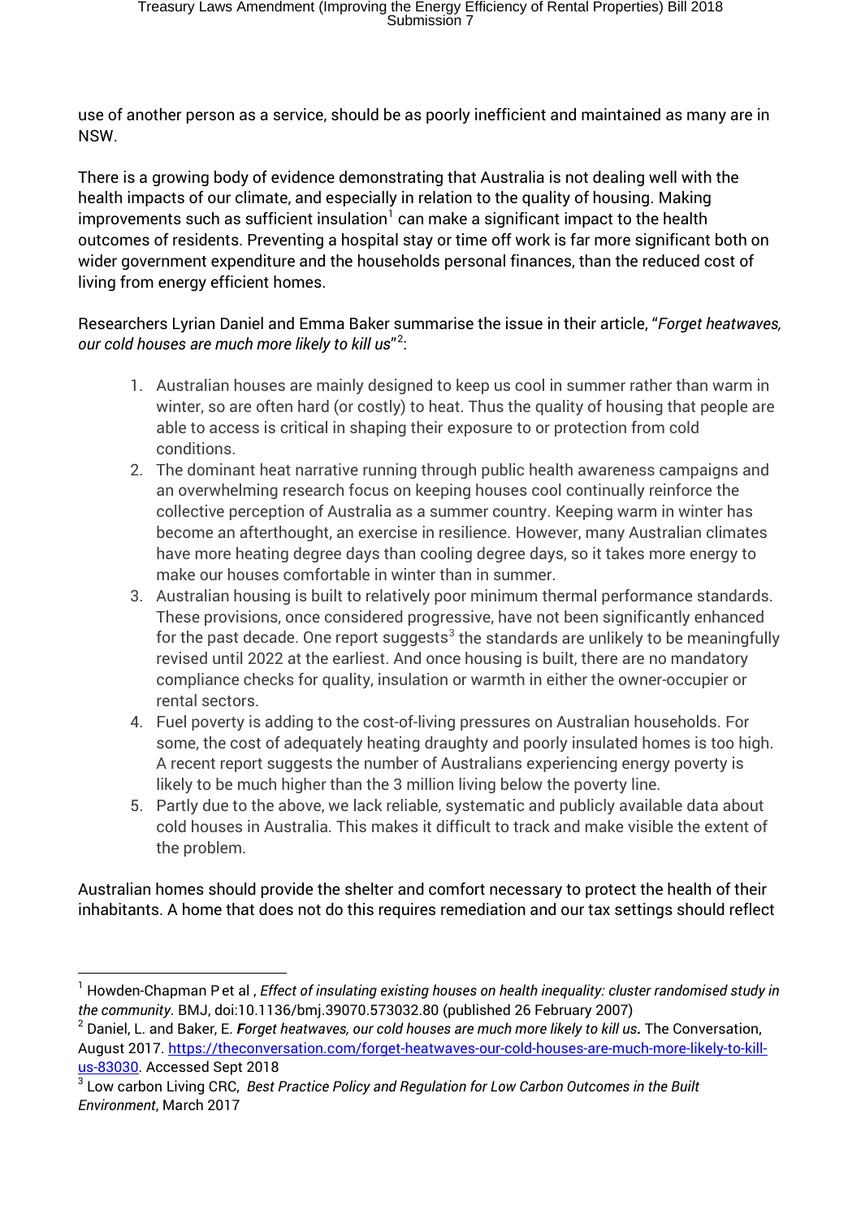use of another person as a service, should be as poorly inefficient and maintained as many are in NSW.

There is a growing body of evidence demonstrating that Australia is not dealing well with the health impacts of our climate, and especially in relation to the quality of housing. Making improvements such as sufficient insulation[1] can make a significant impact to the health outcomes of residents. Preventing a hospital stay or time off work is far more significant both on wider government expenditure and the households personal finances, than the reduced cost of living from energy efficient homes.

Researchers Lyrian Daniel and Emma Baker summarise the issue in their article, "*Forget heatwaves, our cold houses are much more likely to kill us*"[2]:

1. Australian houses are mainly designed to keep us cool in summer rather than warm in winter, so are often hard (or costly) to heat. Thus the quality of housing that people are able to access is critical in shaping their exposure to or protection from cold conditions.
2. The dominant heat narrative running through public health awareness campaigns and an overwhelming research focus on keeping houses cool continually reinforce the collective perception of Australia as a summer country. Keeping warm in winter has become an afterthought, an exercise in resilience. However, many Australian climates have more heating degree days than cooling degree days, so it takes more energy to make our houses comfortable in winter than in summer.
3. Australian housing is built to relatively poor minimum thermal performance standards. These provisions, once considered progressive, have not been significantly enhanced for the past decade. One report suggests[3] the standards are unlikely to be meaningfully revised until 2022 at the earliest. And once housing is built, there are no mandatory compliance checks for quality, insulation or warmth in either the owner-occupier or rental sectors.
4. Fuel poverty is adding to the cost-of-living pressures on Australian households. For some, the cost of adequately heating draughty and poorly insulated homes is too high. A recent report suggests the number of Australians experiencing energy poverty is likely to be much higher than the 3 million living below the poverty line.
5. Partly due to the above, we lack reliable, systematic and publicly available data about cold houses in Australia. This makes it difficult to track and make visible the extent of the problem.

Australian homes should provide the shelter and comfort necessary to protect the health of their inhabitants. A home that does not do this requires remediation and our tax settings should reflect

---

[1] Howden-Chapman P et al , *Effect of insulating existing houses on health inequality: cluster randomised study in the community*. BMJ, doi:10.1136/bmj.39070.573032.80 (published 26 February 2007)

[2] Daniel, L. and Baker, E. ***F**orget heatwaves, our cold houses are much more likely to kill us.* The Conversation, August 2017. https://theconversation.com/forget-heatwaves-our-cold-houses-are-much-more-likely-to-kill-us-83030. Accessed Sept 2018

[3] Low carbon Living CRC, *Best Practice Policy and Regulation for Low Carbon Outcomes in the Built Environment*, March 2017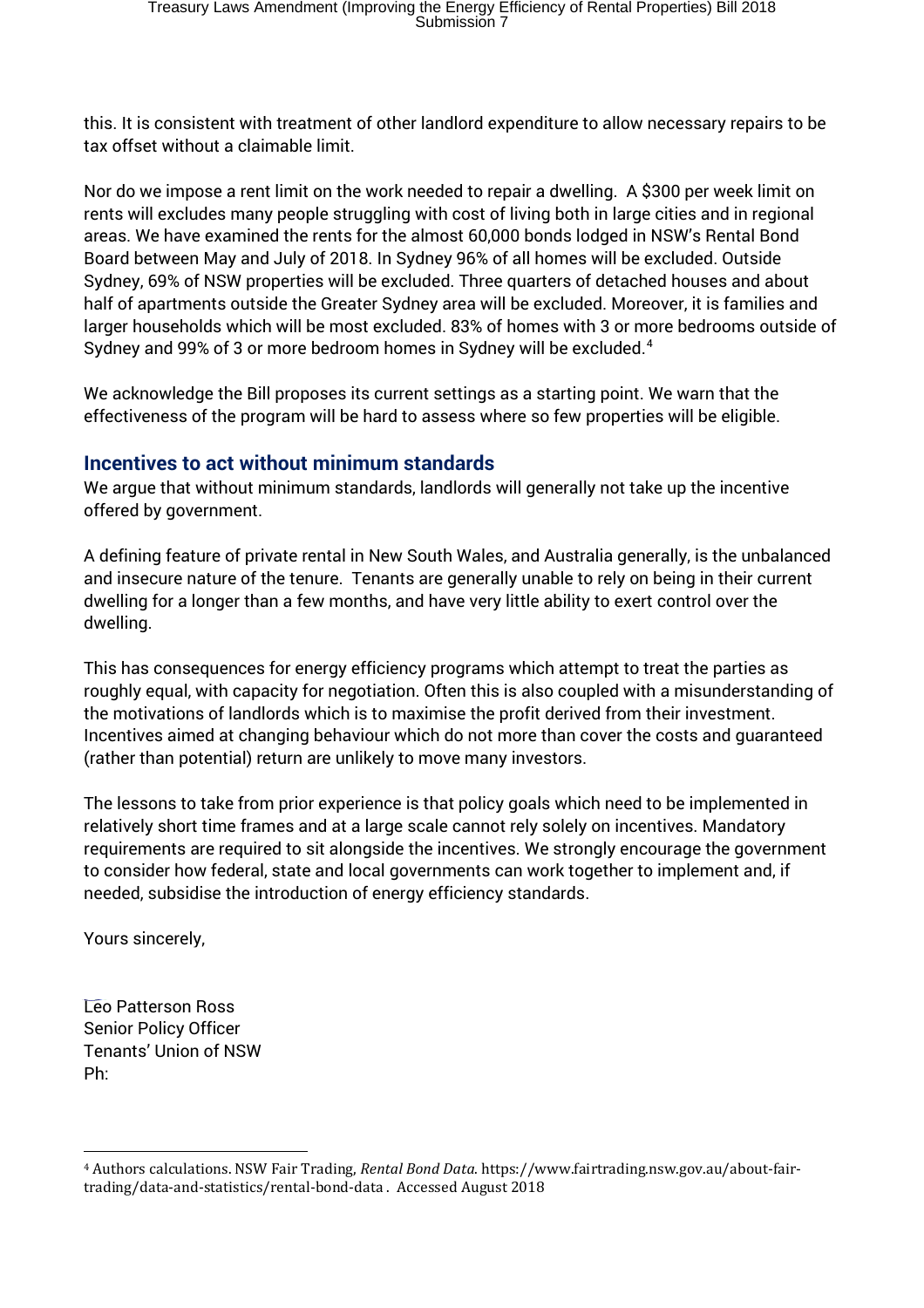this. It is consistent with treatment of other landlord expenditure to allow necessary repairs to be tax offset without a claimable limit.

Nor do we impose a rent limit on the work needed to repair a dwelling. A $300 per week limit on rents will excludes many people struggling with cost of living both in large cities and in regional areas. We have examined the rents for the almost 60,000 bonds lodged in NSW's Rental Bond Board between May and July of 2018. In Sydney 96% of all homes will be excluded. Outside Sydney, 69% of NSW properties will be excluded. Three quarters of detached houses and about half of apartments outside the Greater Sydney area will be excluded. Moreover, it is families and larger households which will be most excluded. 83% of homes with 3 or more bedrooms outside of Sydney and 99% of 3 or more bedroom homes in Sydney will be excluded.[4]

We acknowledge the Bill proposes its current settings as a starting point. We warn that the effectiveness of the program will be hard to assess where so few properties will be eligible.

## Incentives to act without minimum standards

We argue that without minimum standards, landlords will generally not take up the incentive offered by government.

A defining feature of private rental in New South Wales, and Australia generally, is the unbalanced and insecure nature of the tenure. Tenants are generally unable to rely on being in their current dwelling for a longer than a few months, and have very little ability to exert control over the dwelling.

This has consequences for energy efficiency programs which attempt to treat the parties as roughly equal, with capacity for negotiation. Often this is also coupled with a misunderstanding of the motivations of landlords which is to maximise the profit derived from their investment. Incentives aimed at changing behaviour which do not more than cover the costs and guaranteed (rather than potential) return are unlikely to move many investors.

The lessons to take from prior experience is that policy goals which need to be implemented in relatively short time frames and at a large scale cannot rely solely on incentives. Mandatory requirements are required to sit alongside the incentives. We strongly encourage the government to consider how federal, state and local governments can work together to implement and, if needed, subsidise the introduction of energy efficiency standards.

Yours sincerely,

Leo Patterson Ross
Senior Policy Officer
Tenants' Union of NSW
Ph:

---

[4] Authors calculations. NSW Fair Trading, *Rental Bond Data*. https://www.fairtrading.nsw.gov.au/about-fair-trading/data-and-statistics/rental-bond-data . Accessed August 2018